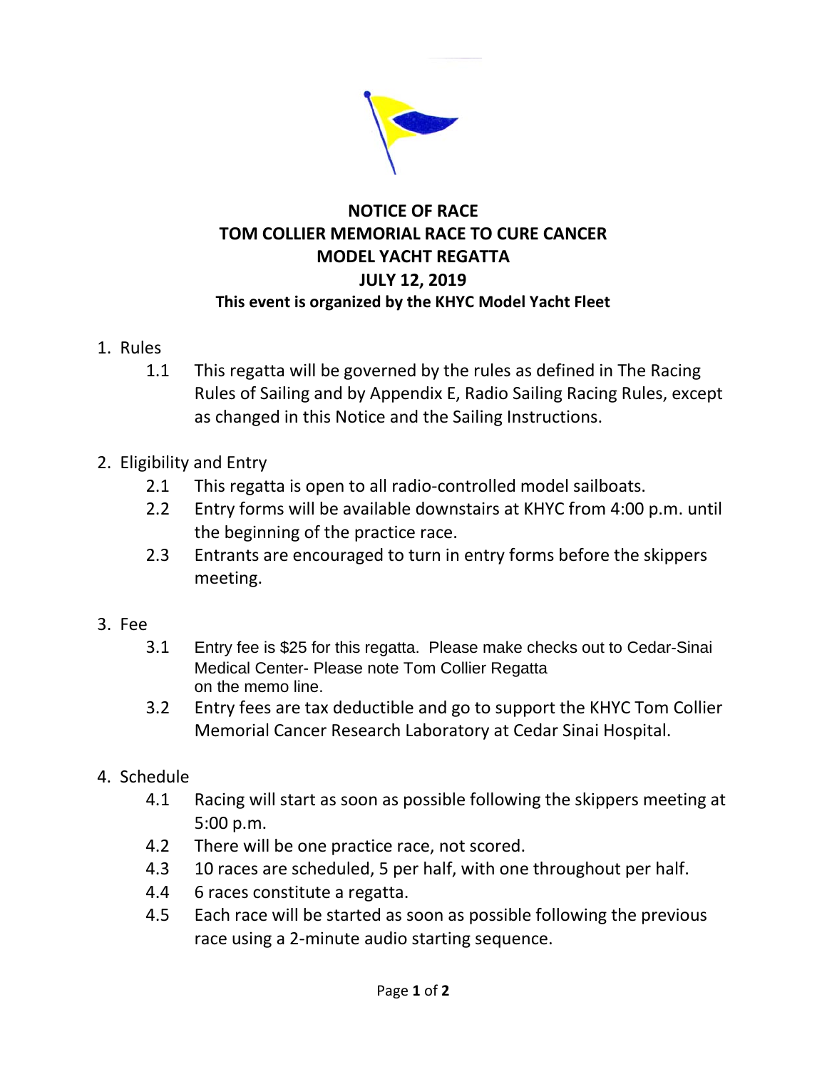# NOTICE OF RACE
# TOM COLLIER MEMORIAL RACE TO CURE CANCER
# MODEL YACHT REGATTA
# JULY 12, 2019

**This event is organized by the KHYC Model Yacht Fleet**

1. Rules
   - 1.1 This regatta will be governed by the rules as defined in The Racing Rules of Sailing and by Appendix E, Radio Sailing Racing Rules, except as changed in this Notice and the Sailing Instructions.

2. Eligibility and Entry
   - 2.1 This regatta is open to all radio-controlled model sailboats.
   - 2.2 Entry forms will be available downstairs at KHYC from 4:00 p.m. until the beginning of the practice race.
   - 2.3 Entrants are encouraged to turn in entry forms before the skippers meeting.

3. Fee
   - 3.1 Entry fee is $25 for this regatta. Please make checks out to Cedar-Sinai Medical Center- Please note Tom Collier Regatta on the memo line.
   - 3.2 Entry fees are tax deductible and go to support the KHYC Tom Collier Memorial Cancer Research Laboratory at Cedar Sinai Hospital.

4. Schedule
   - 4.1 Racing will start as soon as possible following the skippers meeting at 5:00 p.m.
   - 4.2 There will be one practice race, not scored.
   - 4.3 10 races are scheduled, 5 per half, with one throughout per half.
   - 4.4 6 races constitute a regatta.
   - 4.5 Each race will be started as soon as possible following the previous race using a 2-minute audio starting sequence.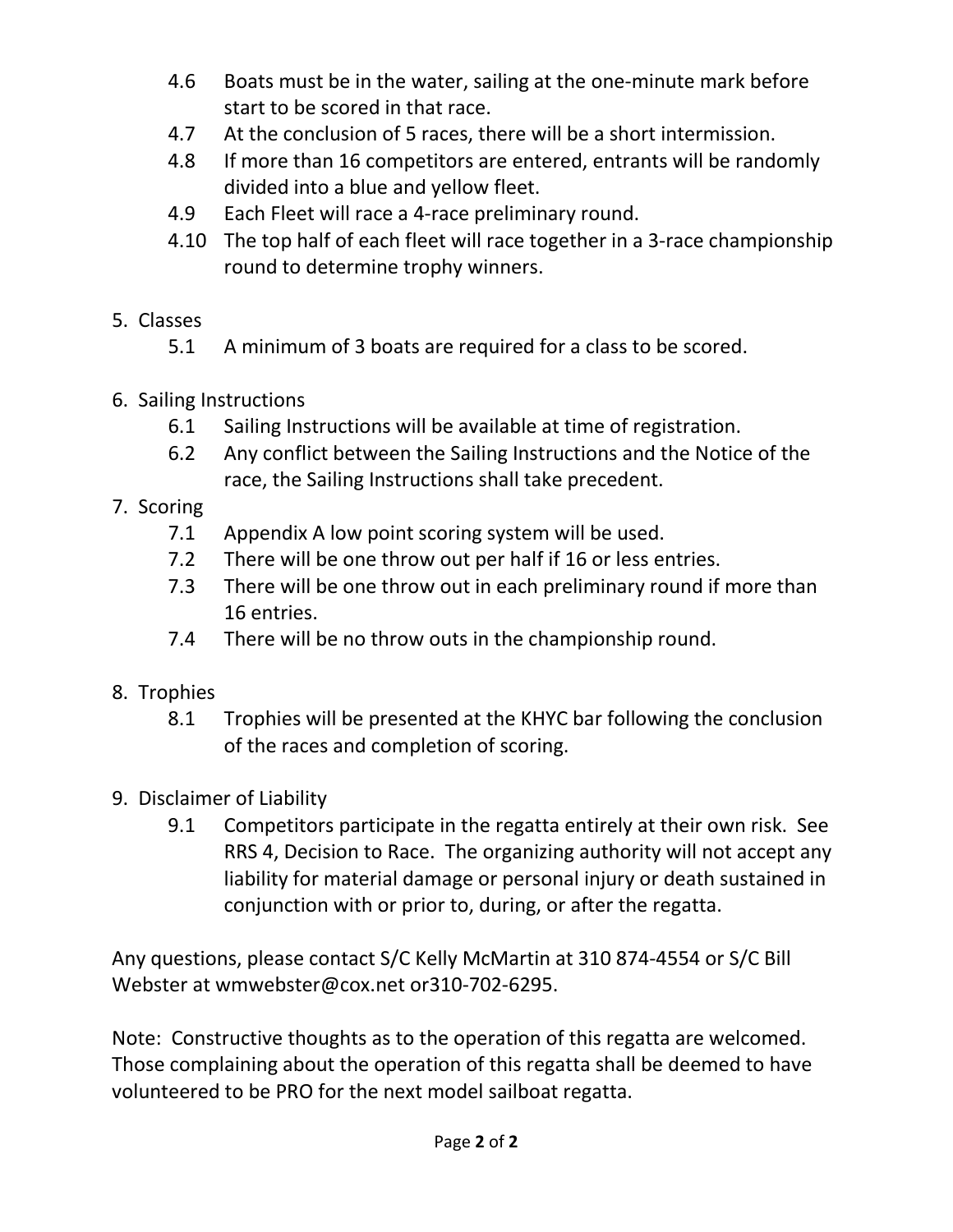4.6 Boats must be in the water, sailing at the one-minute mark before start to be scored in that race.

4.7 At the conclusion of 5 races, there will be a short intermission.

4.8 If more than 16 competitors are entered, entrants will be randomly divided into a blue and yellow fleet.

4.9 Each Fleet will race a 4-race preliminary round.

4.10 The top half of each fleet will race together in a 3-race championship round to determine trophy winners.

5. Classes

    5.1 A minimum of 3 boats are required for a class to be scored.

6. Sailing Instructions

    6.1 Sailing Instructions will be available at time of registration.

    6.2 Any conflict between the Sailing Instructions and the Notice of the race, the Sailing Instructions shall take precedent.

7. Scoring

    7.1 Appendix A low point scoring system will be used.

    7.2 There will be one throw out per half if 16 or less entries.

    7.3 There will be one throw out in each preliminary round if more than 16 entries.

    7.4 There will be no throw outs in the championship round.

8. Trophies

    8.1 Trophies will be presented at the KHYC bar following the conclusion of the races and completion of scoring.

9. Disclaimer of Liability

    9.1 Competitors participate in the regatta entirely at their own risk. See RRS 4, Decision to Race. The organizing authority will not accept any liability for material damage or personal injury or death sustained in conjunction with or prior to, during, or after the regatta.

Any questions, please contact S/C Kelly McMartin at 310 874-4554 or S/C Bill Webster at wmwebster@cox.net or310-702-6295.

Note: Constructive thoughts as to the operation of this regatta are welcomed. Those complaining about the operation of this regatta shall be deemed to have volunteered to be PRO for the next model sailboat regatta.